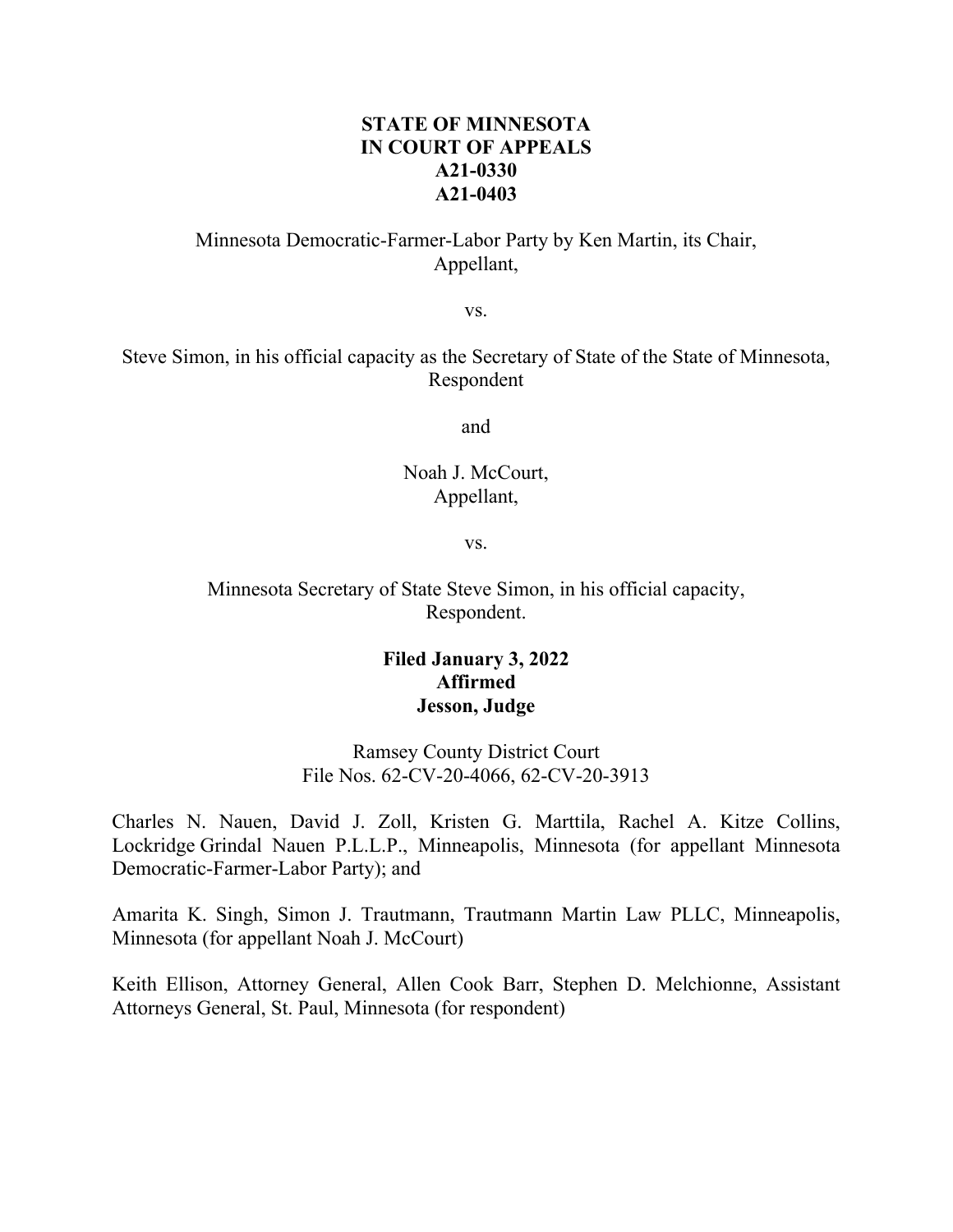**STATE OF MINNESOTA**
**IN COURT OF APPEALS**
**A21-0330**
**A21-0403**

Minnesota Democratic-Farmer-Labor Party by Ken Martin, its Chair,
Appellant,

vs.

Steve Simon, in his official capacity as the Secretary of State of the State of Minnesota,
Respondent

and

Noah J. McCourt,
Appellant,

vs.

Minnesota Secretary of State Steve Simon, in his official capacity,
Respondent.

**Filed January 3, 2022**
**Affirmed**
**Jesson, Judge**

Ramsey County District Court
File Nos. 62-CV-20-4066, 62-CV-20-3913

Charles N. Nauen, David J. Zoll, Kristen G. Marttila, Rachel A. Kitze Collins, Lockridge Grindal Nauen P.L.L.P., Minneapolis, Minnesota (for appellant Minnesota Democratic-Farmer-Labor Party); and

Amarita K. Singh, Simon J. Trautmann, Trautmann Martin Law PLLC, Minneapolis, Minnesota (for appellant Noah J. McCourt)

Keith Ellison, Attorney General, Allen Cook Barr, Stephen D. Melchionne, Assistant Attorneys General, St. Paul, Minnesota (for respondent)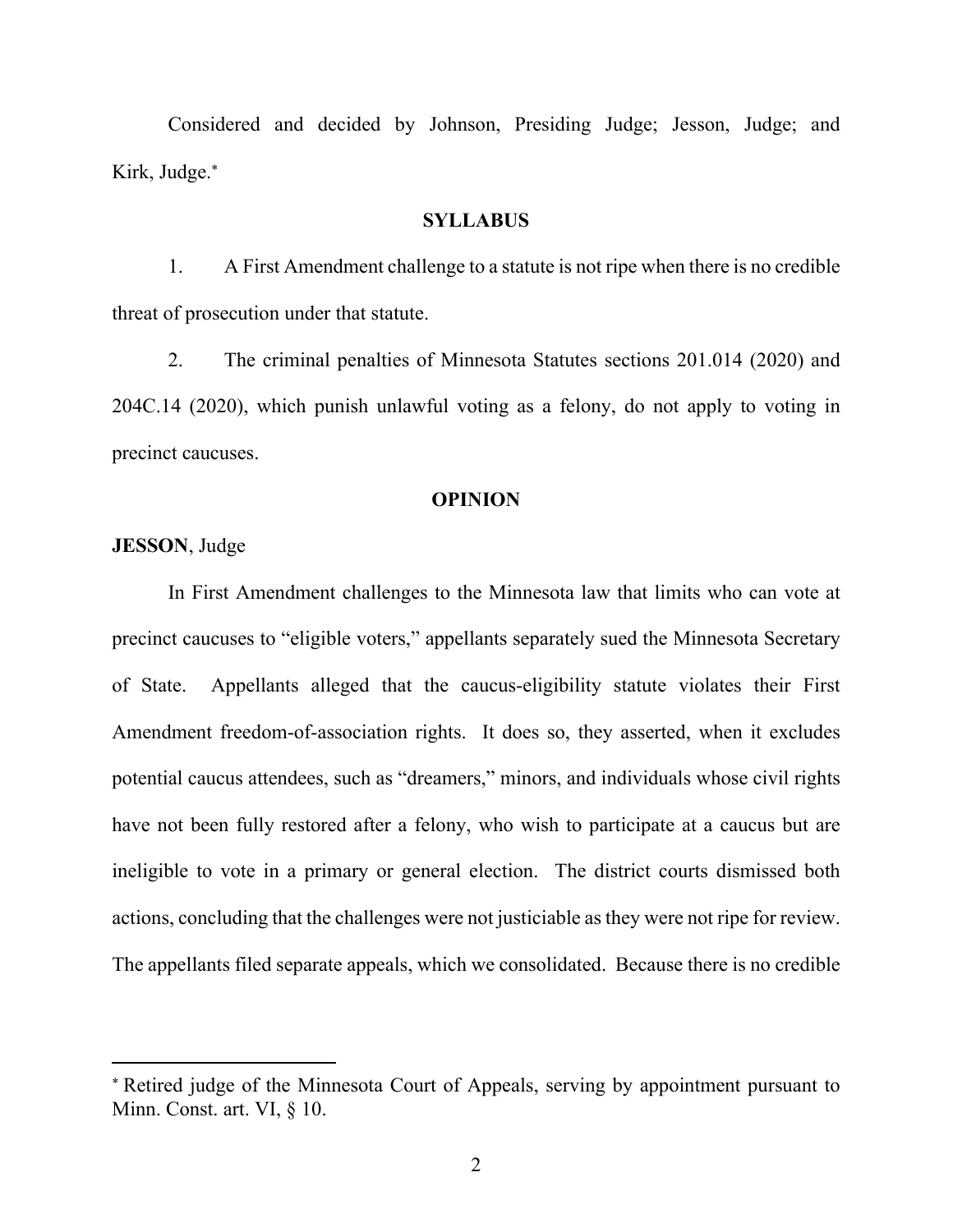Considered and decided by Johnson, Presiding Judge; Jesson, Judge; and Kirk, Judge.*

**SYLLABUS**

1. A First Amendment challenge to a statute is not ripe when there is no credible threat of prosecution under that statute.

2. The criminal penalties of Minnesota Statutes sections 201.014 (2020) and 204C.14 (2020), which punish unlawful voting as a felony, do not apply to voting in precinct caucuses.

**OPINION**

**JESSON**, Judge

In First Amendment challenges to the Minnesota law that limits who can vote at precinct caucuses to "eligible voters," appellants separately sued the Minnesota Secretary of State. Appellants alleged that the caucus-eligibility statute violates their First Amendment freedom-of-association rights. It does so, they asserted, when it excludes potential caucus attendees, such as "dreamers," minors, and individuals whose civil rights have not been fully restored after a felony, who wish to participate at a caucus but are ineligible to vote in a primary or general election. The district courts dismissed both actions, concluding that the challenges were not justiciable as they were not ripe for review. The appellants filed separate appeals, which we consolidated. Because there is no credible

---

* Retired judge of the Minnesota Court of Appeals, serving by appointment pursuant to Minn. Const. art. VI, § 10.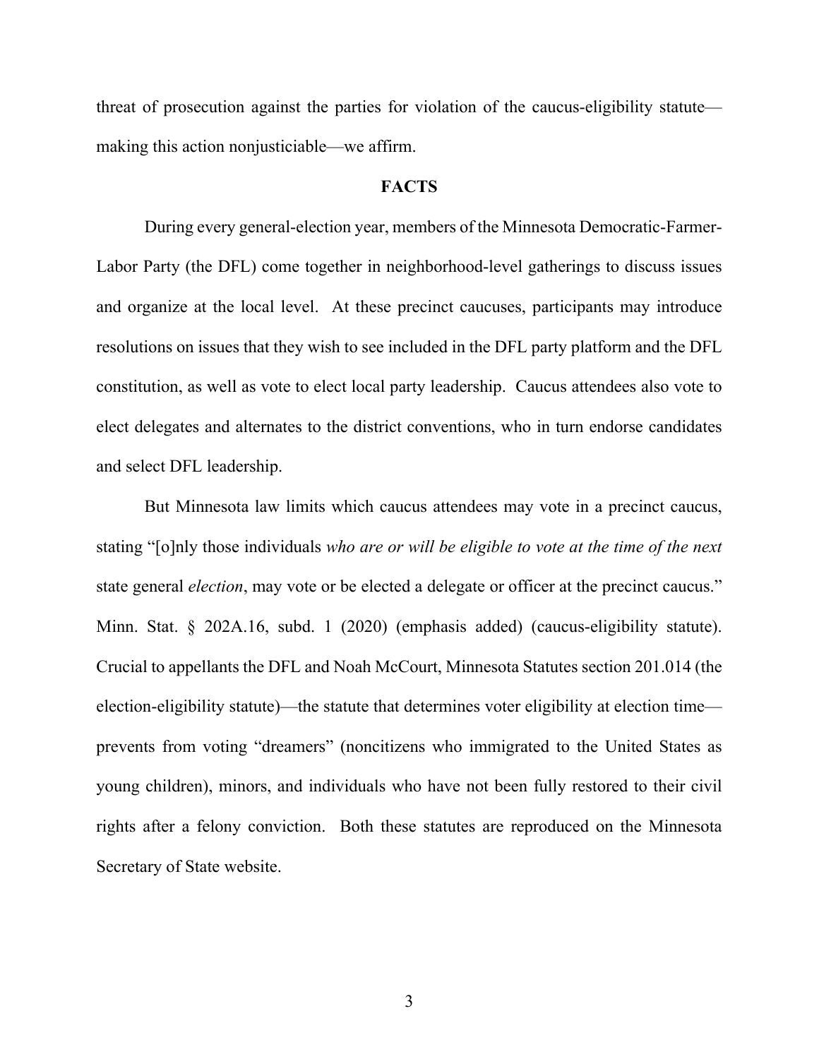threat of prosecution against the parties for violation of the caucus-eligibility statute—making this action nonjusticiable—we affirm.

## FACTS

During every general-election year, members of the Minnesota Democratic-Farmer-Labor Party (the DFL) come together in neighborhood-level gatherings to discuss issues and organize at the local level. At these precinct caucuses, participants may introduce resolutions on issues that they wish to see included in the DFL party platform and the DFL constitution, as well as vote to elect local party leadership. Caucus attendees also vote to elect delegates and alternates to the district conventions, who in turn endorse candidates and select DFL leadership.

But Minnesota law limits which caucus attendees may vote in a precinct caucus, stating "[o]nly those individuals *who are or will be eligible to vote at the time of the next* state general *election*, may vote or be elected a delegate or officer at the precinct caucus." Minn. Stat. § 202A.16, subd. 1 (2020) (emphasis added) (caucus-eligibility statute). Crucial to appellants the DFL and Noah McCourt, Minnesota Statutes section 201.014 (the election-eligibility statute)—the statute that determines voter eligibility at election time—prevents from voting "dreamers" (noncitizens who immigrated to the United States as young children), minors, and individuals who have not been fully restored to their civil rights after a felony conviction. Both these statutes are reproduced on the Minnesota Secretary of State website.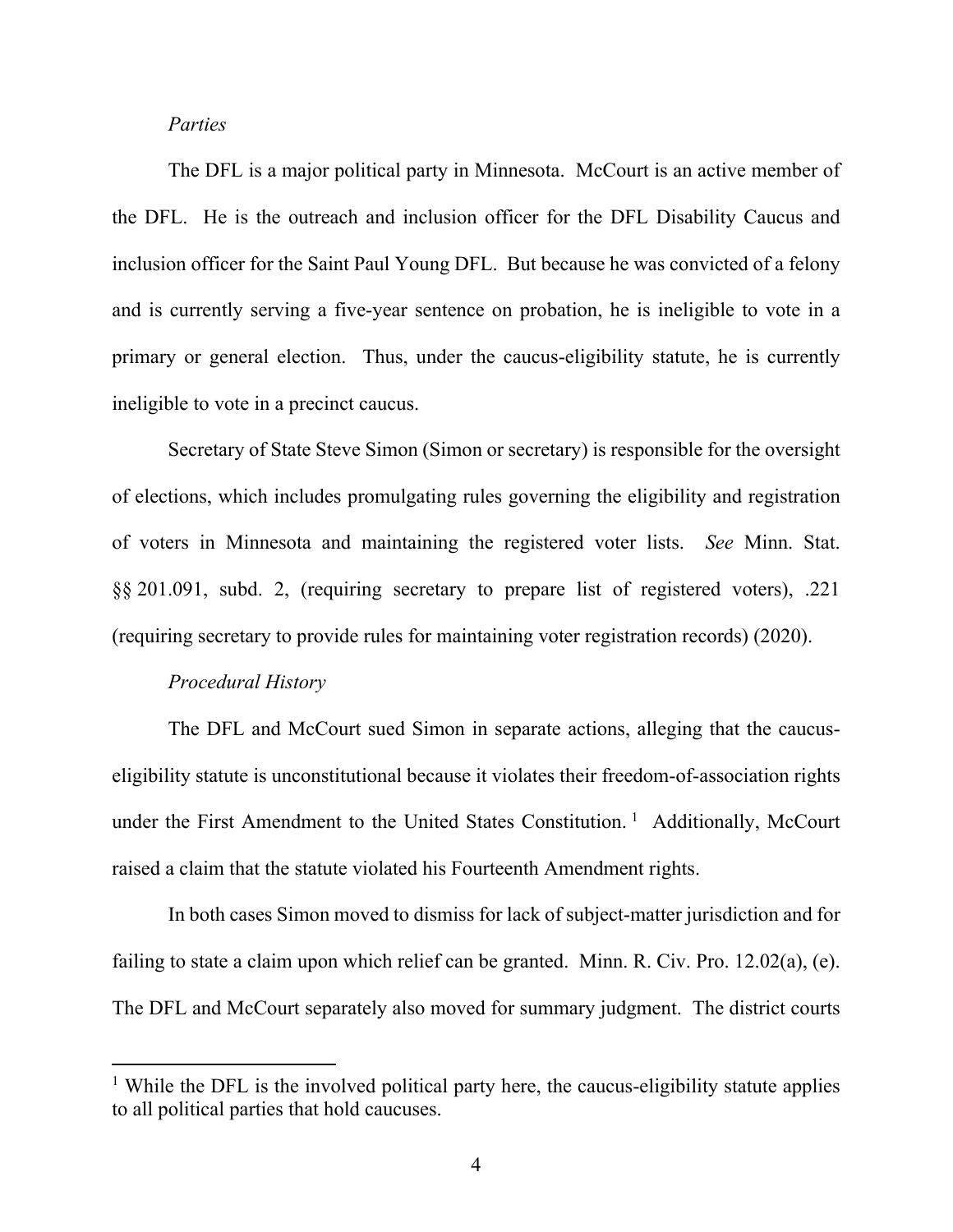*Parties*

The DFL is a major political party in Minnesota. McCourt is an active member of the DFL. He is the outreach and inclusion officer for the DFL Disability Caucus and inclusion officer for the Saint Paul Young DFL. But because he was convicted of a felony and is currently serving a five-year sentence on probation, he is ineligible to vote in a primary or general election. Thus, under the caucus-eligibility statute, he is currently ineligible to vote in a precinct caucus.

Secretary of State Steve Simon (Simon or secretary) is responsible for the oversight of elections, which includes promulgating rules governing the eligibility and registration of voters in Minnesota and maintaining the registered voter lists. *See* Minn. Stat. §§ 201.091, subd. 2, (requiring secretary to prepare list of registered voters), .221 (requiring secretary to provide rules for maintaining voter registration records) (2020).

*Procedural History*

The DFL and McCourt sued Simon in separate actions, alleging that the caucus-eligibility statute is unconstitutional because it violates their freedom-of-association rights under the First Amendment to the United States Constitution.[1] Additionally, McCourt raised a claim that the statute violated his Fourteenth Amendment rights.

In both cases Simon moved to dismiss for lack of subject-matter jurisdiction and for failing to state a claim upon which relief can be granted. Minn. R. Civ. Pro. 12.02(a), (e). The DFL and McCourt separately also moved for summary judgment. The district courts

[1] While the DFL is the involved political party here, the caucus-eligibility statute applies to all political parties that hold caucuses.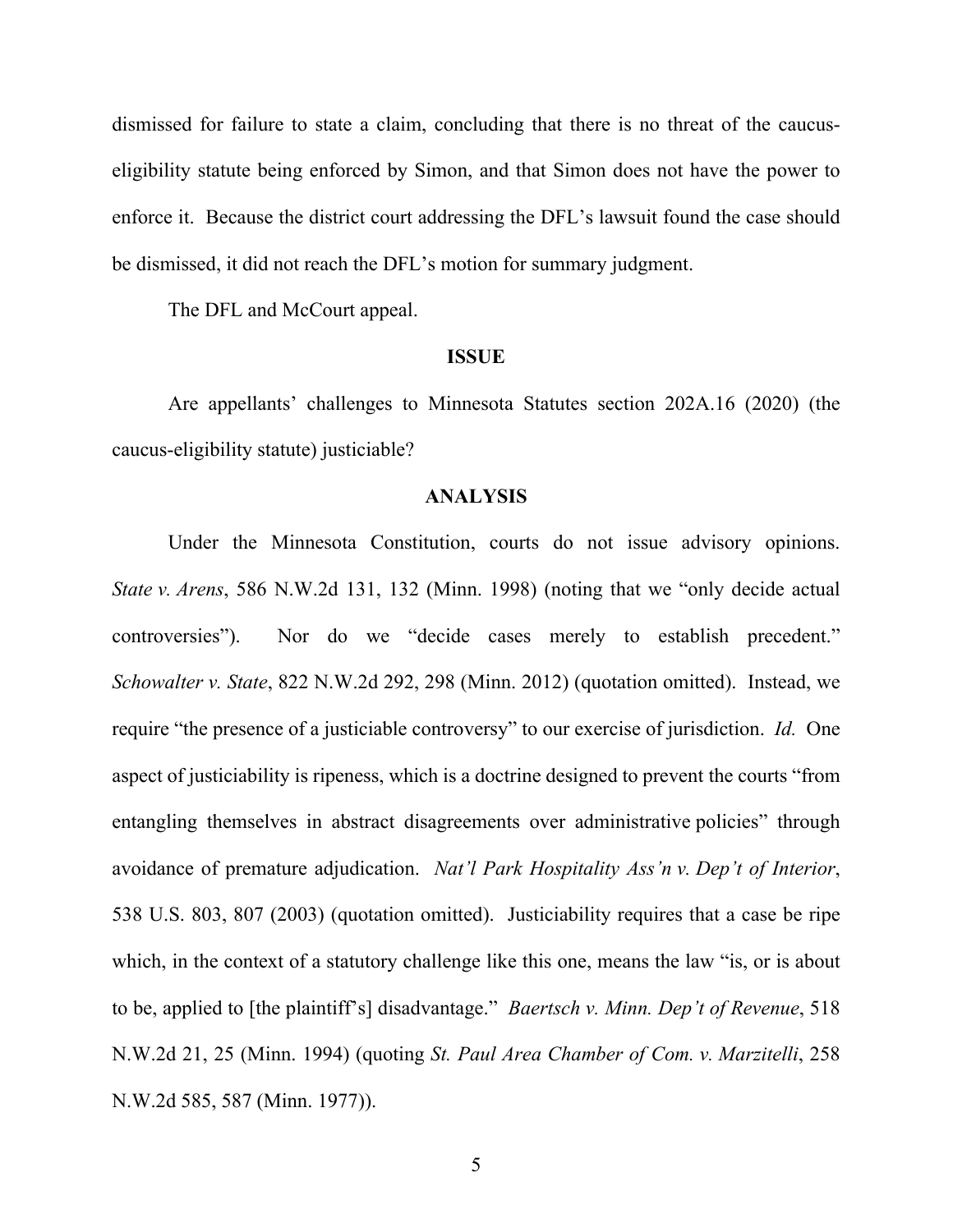dismissed for failure to state a claim, concluding that there is no threat of the caucus-eligibility statute being enforced by Simon, and that Simon does not have the power to enforce it. Because the district court addressing the DFL's lawsuit found the case should be dismissed, it did not reach the DFL's motion for summary judgment.

The DFL and McCourt appeal.

**ISSUE**

Are appellants' challenges to Minnesota Statutes section 202A.16 (2020) (the caucus-eligibility statute) justiciable?

**ANALYSIS**

Under the Minnesota Constitution, courts do not issue advisory opinions. *State v. Arens*, 586 N.W.2d 131, 132 (Minn. 1998) (noting that we "only decide actual controversies"). Nor do we "decide cases merely to establish precedent." *Schowalter v. State*, 822 N.W.2d 292, 298 (Minn. 2012) (quotation omitted). Instead, we require "the presence of a justiciable controversy" to our exercise of jurisdiction. *Id.* One aspect of justiciability is ripeness, which is a doctrine designed to prevent the courts "from entangling themselves in abstract disagreements over administrative policies" through avoidance of premature adjudication. *Nat'l Park Hospitality Ass'n v. Dep't of Interior*, 538 U.S. 803, 807 (2003) (quotation omitted). Justiciability requires that a case be ripe which, in the context of a statutory challenge like this one, means the law "is, or is about to be, applied to [the plaintiff's] disadvantage." *Baertsch v. Minn. Dep't of Revenue*, 518 N.W.2d 21, 25 (Minn. 1994) (quoting *St. Paul Area Chamber of Com. v. Marzitelli*, 258 N.W.2d 585, 587 (Minn. 1977)).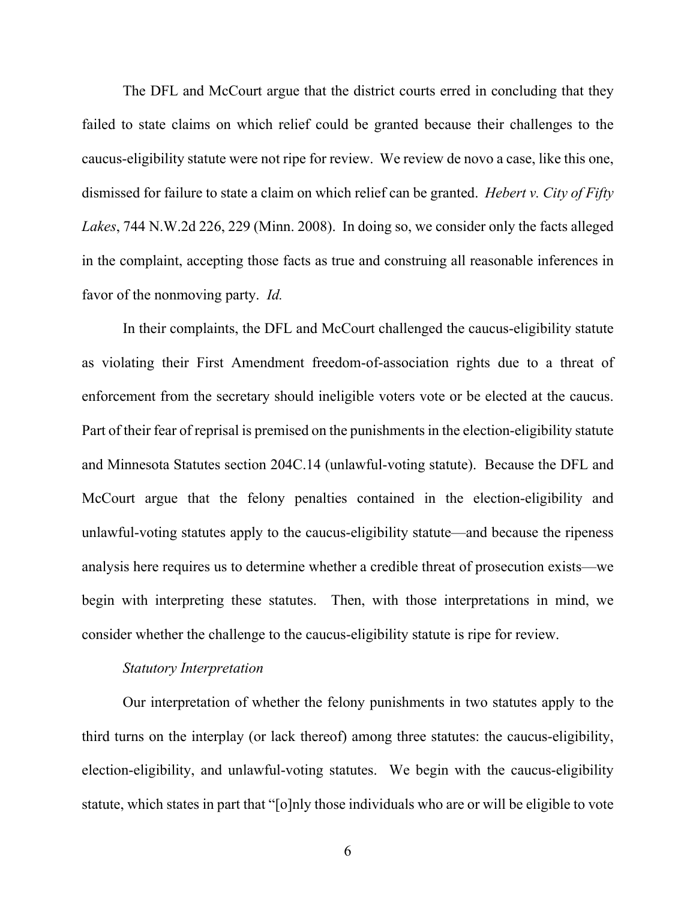The DFL and McCourt argue that the district courts erred in concluding that they failed to state claims on which relief could be granted because their challenges to the caucus-eligibility statute were not ripe for review. We review de novo a case, like this one, dismissed for failure to state a claim on which relief can be granted. *Hebert v. City of Fifty Lakes*, 744 N.W.2d 226, 229 (Minn. 2008). In doing so, we consider only the facts alleged in the complaint, accepting those facts as true and construing all reasonable inferences in favor of the nonmoving party. *Id.*

In their complaints, the DFL and McCourt challenged the caucus-eligibility statute as violating their First Amendment freedom-of-association rights due to a threat of enforcement from the secretary should ineligible voters vote or be elected at the caucus. Part of their fear of reprisal is premised on the punishments in the election-eligibility statute and Minnesota Statutes section 204C.14 (unlawful-voting statute). Because the DFL and McCourt argue that the felony penalties contained in the election-eligibility and unlawful-voting statutes apply to the caucus-eligibility statute—and because the ripeness analysis here requires us to determine whether a credible threat of prosecution exists—we begin with interpreting these statutes. Then, with those interpretations in mind, we consider whether the challenge to the caucus-eligibility statute is ripe for review.

*Statutory Interpretation*

Our interpretation of whether the felony punishments in two statutes apply to the third turns on the interplay (or lack thereof) among three statutes: the caucus-eligibility, election-eligibility, and unlawful-voting statutes. We begin with the caucus-eligibility statute, which states in part that "[o]nly those individuals who are or will be eligible to vote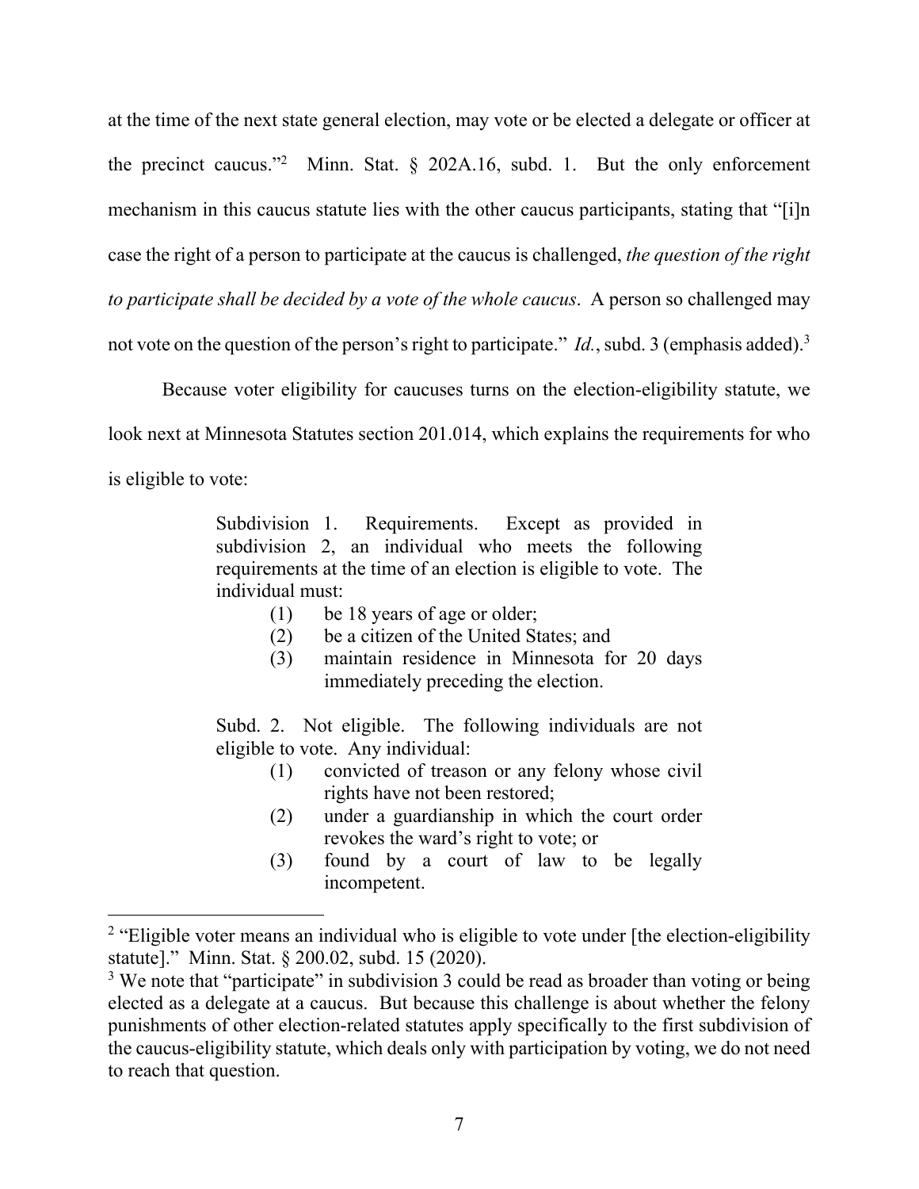at the time of the next state general election, may vote or be elected a delegate or officer at the precinct caucus."[2] Minn. Stat. § 202A.16, subd. 1. But the only enforcement mechanism in this caucus statute lies with the other caucus participants, stating that "[i]n case the right of a person to participate at the caucus is challenged, *the question of the right to participate shall be decided by a vote of the whole caucus*. A person so challenged may not vote on the question of the person's right to participate." *Id.*, subd. 3 (emphasis added).[3]

Because voter eligibility for caucuses turns on the election-eligibility statute, we look next at Minnesota Statutes section 201.014, which explains the requirements for who is eligible to vote:

> Subdivision 1. Requirements. Except as provided in subdivision 2, an individual who meets the following requirements at the time of an election is eligible to vote. The individual must:
>
> (1) be 18 years of age or older;
>
> (2) be a citizen of the United States; and
>
> (3) maintain residence in Minnesota for 20 days immediately preceding the election.
>
> Subd. 2. Not eligible. The following individuals are not eligible to vote. Any individual:
>
> (1) convicted of treason or any felony whose civil rights have not been restored;
>
> (2) under a guardianship in which the court order revokes the ward's right to vote; or
>
> (3) found by a court of law to be legally incompetent.

---

[2] "Eligible voter means an individual who is eligible to vote under [the election-eligibility statute]." Minn. Stat. § 200.02, subd. 15 (2020).

[3] We note that "participate" in subdivision 3 could be read as broader than voting or being elected as a delegate at a caucus. But because this challenge is about whether the felony punishments of other election-related statutes apply specifically to the first subdivision of the caucus-eligibility statute, which deals only with participation by voting, we do not need to reach that question.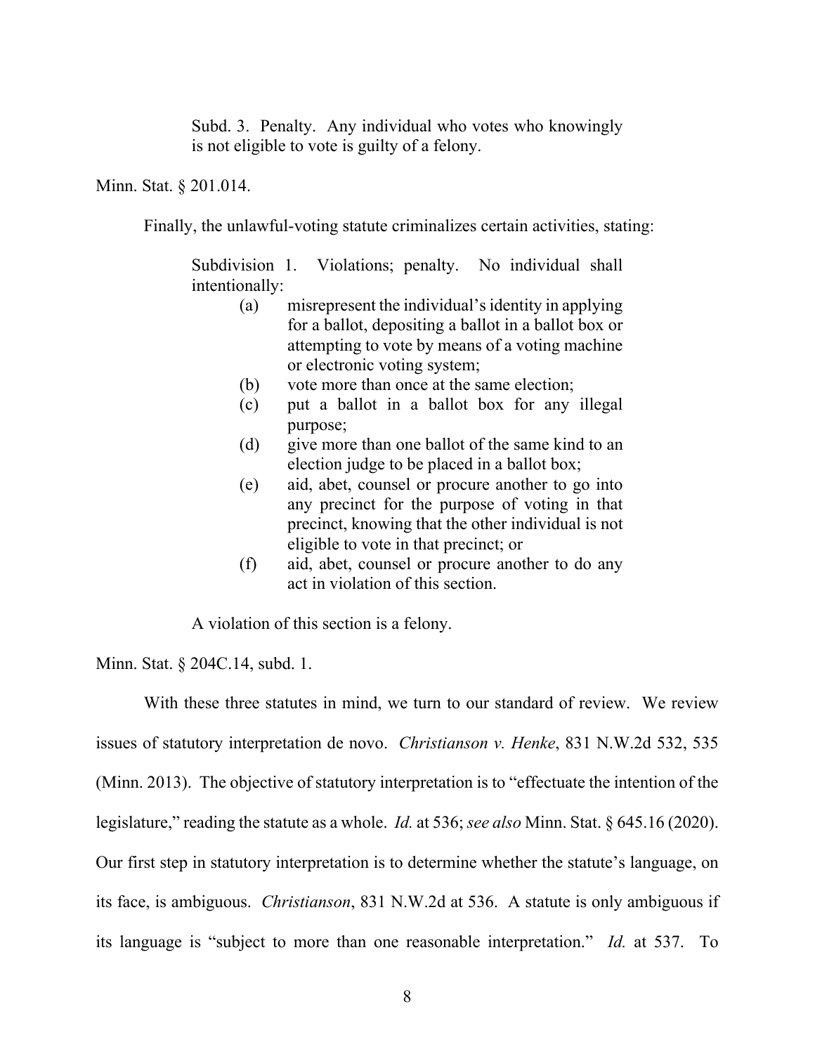> Subd. 3. Penalty. Any individual who votes who knowingly is not eligible to vote is guilty of a felony.

Minn. Stat. § 201.014.

Finally, the unlawful-voting statute criminalizes certain activities, stating:

> Subdivision 1. Violations; penalty. No individual shall intentionally:
>
> (a) misrepresent the individual's identity in applying for a ballot, depositing a ballot in a ballot box or attempting to vote by means of a voting machine or electronic voting system;
>
> (b) vote more than once at the same election;
>
> (c) put a ballot in a ballot box for any illegal purpose;
>
> (d) give more than one ballot of the same kind to an election judge to be placed in a ballot box;
>
> (e) aid, abet, counsel or procure another to go into any precinct for the purpose of voting in that precinct, knowing that the other individual is not eligible to vote in that precinct; or
>
> (f) aid, abet, counsel or procure another to do any act in violation of this section.
>
> A violation of this section is a felony.

Minn. Stat. § 204C.14, subd. 1.

With these three statutes in mind, we turn to our standard of review. We review issues of statutory interpretation de novo. *Christianson v. Henke*, 831 N.W.2d 532, 535 (Minn. 2013). The objective of statutory interpretation is to "effectuate the intention of the legislature," reading the statute as a whole. *Id.* at 536; *see also* Minn. Stat. § 645.16 (2020). Our first step in statutory interpretation is to determine whether the statute's language, on its face, is ambiguous. *Christianson*, 831 N.W.2d at 536. A statute is only ambiguous if its language is "subject to more than one reasonable interpretation." *Id.* at 537. To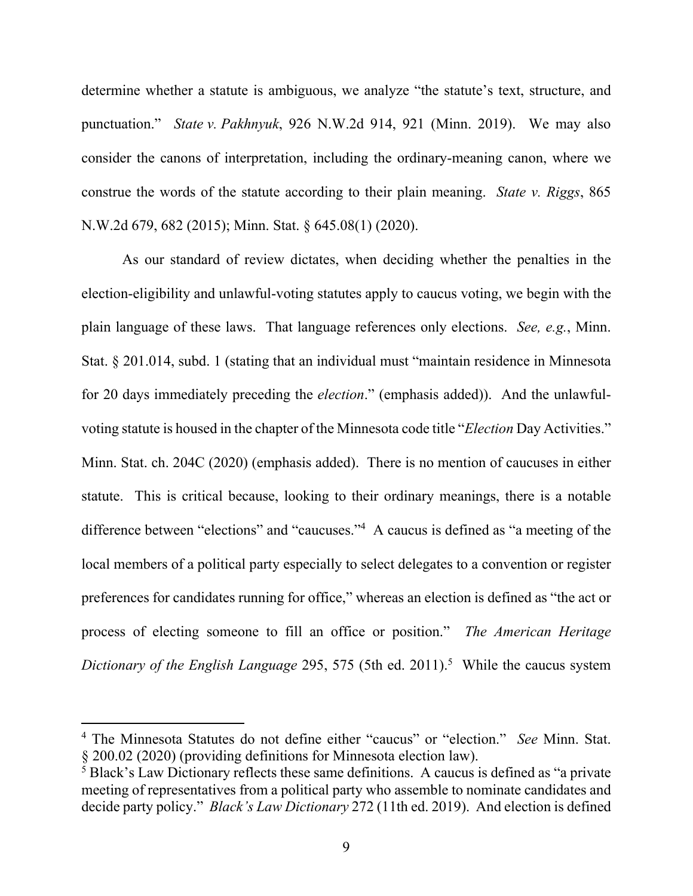determine whether a statute is ambiguous, we analyze "the statute's text, structure, and punctuation." *State v. Pakhnyuk*, 926 N.W.2d 914, 921 (Minn. 2019). We may also consider the canons of interpretation, including the ordinary-meaning canon, where we construe the words of the statute according to their plain meaning. *State v. Riggs*, 865 N.W.2d 679, 682 (2015); Minn. Stat. § 645.08(1) (2020).

As our standard of review dictates, when deciding whether the penalties in the election-eligibility and unlawful-voting statutes apply to caucus voting, we begin with the plain language of these laws. That language references only elections. *See, e.g.*, Minn. Stat. § 201.014, subd. 1 (stating that an individual must "maintain residence in Minnesota for 20 days immediately preceding the *election*." (emphasis added)). And the unlawful-voting statute is housed in the chapter of the Minnesota code title "*Election* Day Activities." Minn. Stat. ch. 204C (2020) (emphasis added). There is no mention of caucuses in either statute. This is critical because, looking to their ordinary meanings, there is a notable difference between "elections" and "caucuses."[4] A caucus is defined as "a meeting of the local members of a political party especially to select delegates to a convention or register preferences for candidates running for office," whereas an election is defined as "the act or process of electing someone to fill an office or position." *The American Heritage Dictionary of the English Language* 295, 575 (5th ed. 2011).[5] While the caucus system

---

[4] The Minnesota Statutes do not define either "caucus" or "election." *See* Minn. Stat. § 200.02 (2020) (providing definitions for Minnesota election law).

[5] Black's Law Dictionary reflects these same definitions. A caucus is defined as "a private meeting of representatives from a political party who assemble to nominate candidates and decide party policy." *Black's Law Dictionary* 272 (11th ed. 2019). And election is defined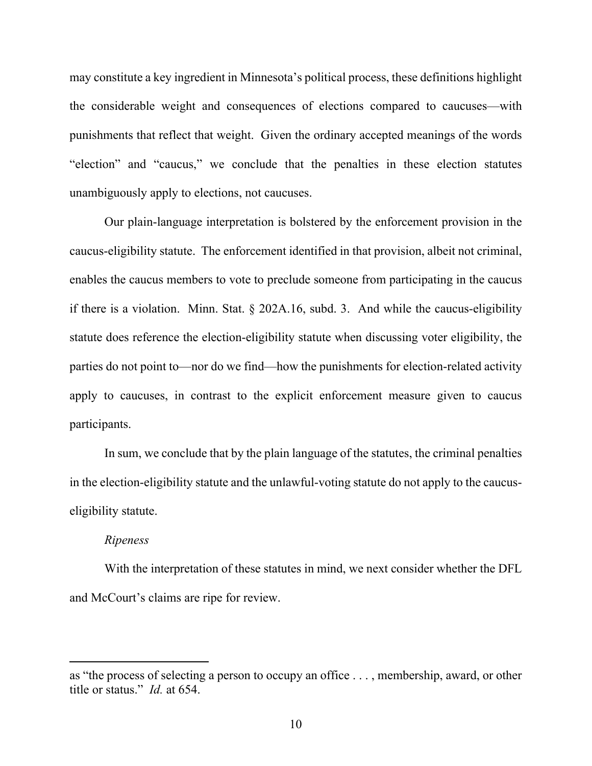may constitute a key ingredient in Minnesota's political process, these definitions highlight the considerable weight and consequences of elections compared to caucuses—with punishments that reflect that weight. Given the ordinary accepted meanings of the words "election" and "caucus," we conclude that the penalties in these election statutes unambiguously apply to elections, not caucuses.

Our plain-language interpretation is bolstered by the enforcement provision in the caucus-eligibility statute. The enforcement identified in that provision, albeit not criminal, enables the caucus members to vote to preclude someone from participating in the caucus if there is a violation. Minn. Stat. § 202A.16, subd. 3. And while the caucus-eligibility statute does reference the election-eligibility statute when discussing voter eligibility, the parties do not point to—nor do we find—how the punishments for election-related activity apply to caucuses, in contrast to the explicit enforcement measure given to caucus participants.

In sum, we conclude that by the plain language of the statutes, the criminal penalties in the election-eligibility statute and the unlawful-voting statute do not apply to the caucus-eligibility statute.

*Ripeness*

With the interpretation of these statutes in mind, we next consider whether the DFL and McCourt's claims are ripe for review.

---

as "the process of selecting a person to occupy an office . . . , membership, award, or other title or status." *Id.* at 654.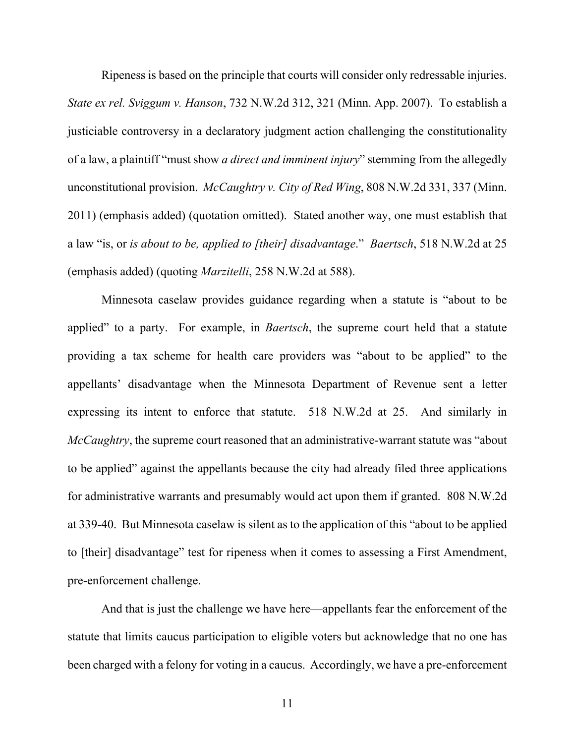Ripeness is based on the principle that courts will consider only redressable injuries. *State ex rel. Sviggum v. Hanson*, 732 N.W.2d 312, 321 (Minn. App. 2007). To establish a justiciable controversy in a declaratory judgment action challenging the constitutionality of a law, a plaintiff "must show *a direct and imminent injury*" stemming from the allegedly unconstitutional provision. *McCaughtry v. City of Red Wing*, 808 N.W.2d 331, 337 (Minn. 2011) (emphasis added) (quotation omitted). Stated another way, one must establish that a law "is, or *is about to be, applied to [their] disadvantage*." *Baertsch*, 518 N.W.2d at 25 (emphasis added) (quoting *Marzitelli*, 258 N.W.2d at 588).

Minnesota caselaw provides guidance regarding when a statute is "about to be applied" to a party. For example, in *Baertsch*, the supreme court held that a statute providing a tax scheme for health care providers was "about to be applied" to the appellants' disadvantage when the Minnesota Department of Revenue sent a letter expressing its intent to enforce that statute. 518 N.W.2d at 25. And similarly in *McCaughtry*, the supreme court reasoned that an administrative-warrant statute was "about to be applied" against the appellants because the city had already filed three applications for administrative warrants and presumably would act upon them if granted. 808 N.W.2d at 339-40. But Minnesota caselaw is silent as to the application of this "about to be applied to [their] disadvantage" test for ripeness when it comes to assessing a First Amendment, pre-enforcement challenge.

And that is just the challenge we have here—appellants fear the enforcement of the statute that limits caucus participation to eligible voters but acknowledge that no one has been charged with a felony for voting in a caucus. Accordingly, we have a pre-enforcement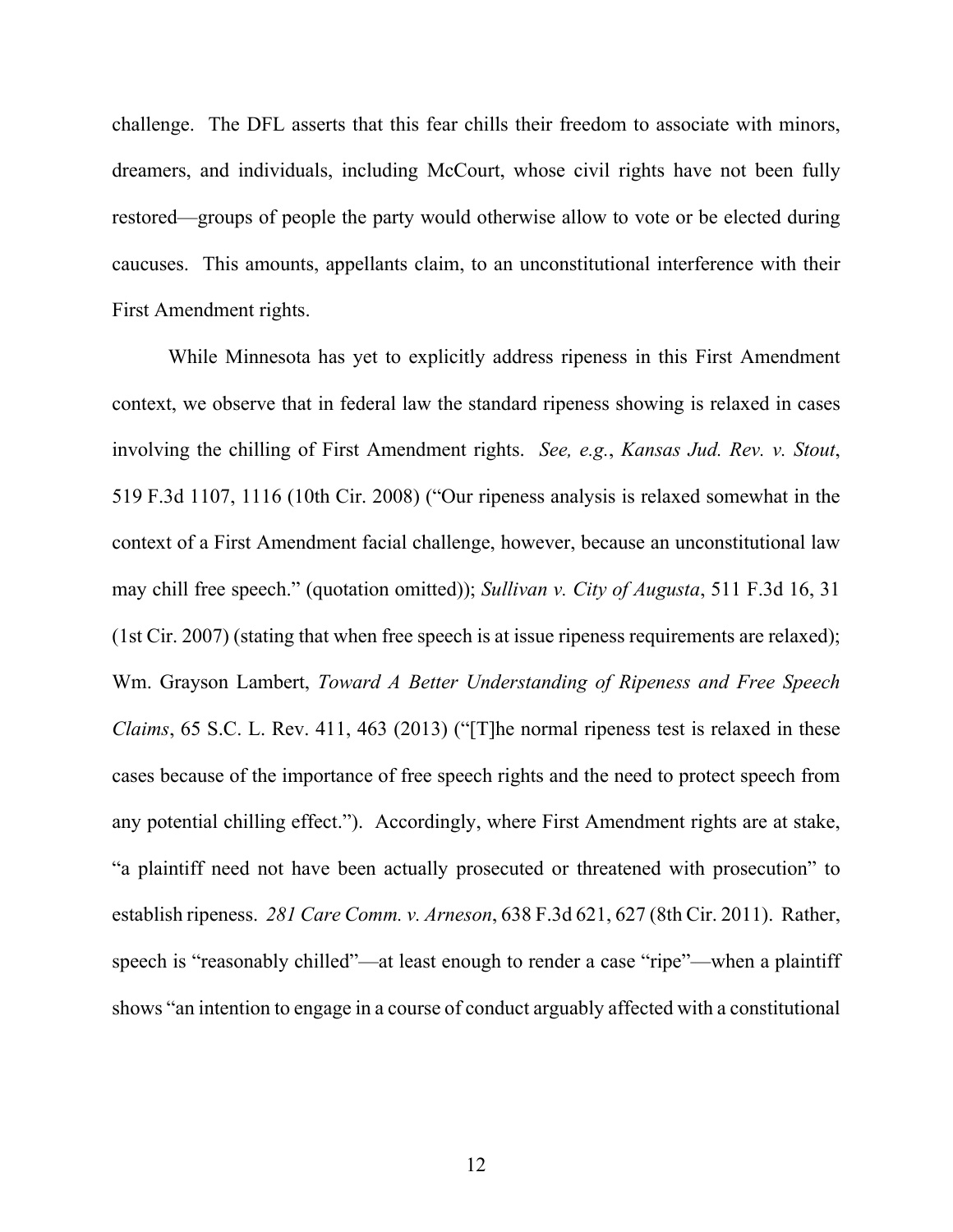challenge. The DFL asserts that this fear chills their freedom to associate with minors, dreamers, and individuals, including McCourt, whose civil rights have not been fully restored—groups of people the party would otherwise allow to vote or be elected during caucuses. This amounts, appellants claim, to an unconstitutional interference with their First Amendment rights.

While Minnesota has yet to explicitly address ripeness in this First Amendment context, we observe that in federal law the standard ripeness showing is relaxed in cases involving the chilling of First Amendment rights. *See, e.g.*, *Kansas Jud. Rev. v. Stout*, 519 F.3d 1107, 1116 (10th Cir. 2008) ("Our ripeness analysis is relaxed somewhat in the context of a First Amendment facial challenge, however, because an unconstitutional law may chill free speech." (quotation omitted)); *Sullivan v. City of Augusta*, 511 F.3d 16, 31 (1st Cir. 2007) (stating that when free speech is at issue ripeness requirements are relaxed); Wm. Grayson Lambert, *Toward A Better Understanding of Ripeness and Free Speech Claims*, 65 S.C. L. Rev. 411, 463 (2013) ("[T]he normal ripeness test is relaxed in these cases because of the importance of free speech rights and the need to protect speech from any potential chilling effect."). Accordingly, where First Amendment rights are at stake, "a plaintiff need not have been actually prosecuted or threatened with prosecution" to establish ripeness. *281 Care Comm. v. Arneson*, 638 F.3d 621, 627 (8th Cir. 2011). Rather, speech is "reasonably chilled"—at least enough to render a case "ripe"—when a plaintiff shows "an intention to engage in a course of conduct arguably affected with a constitutional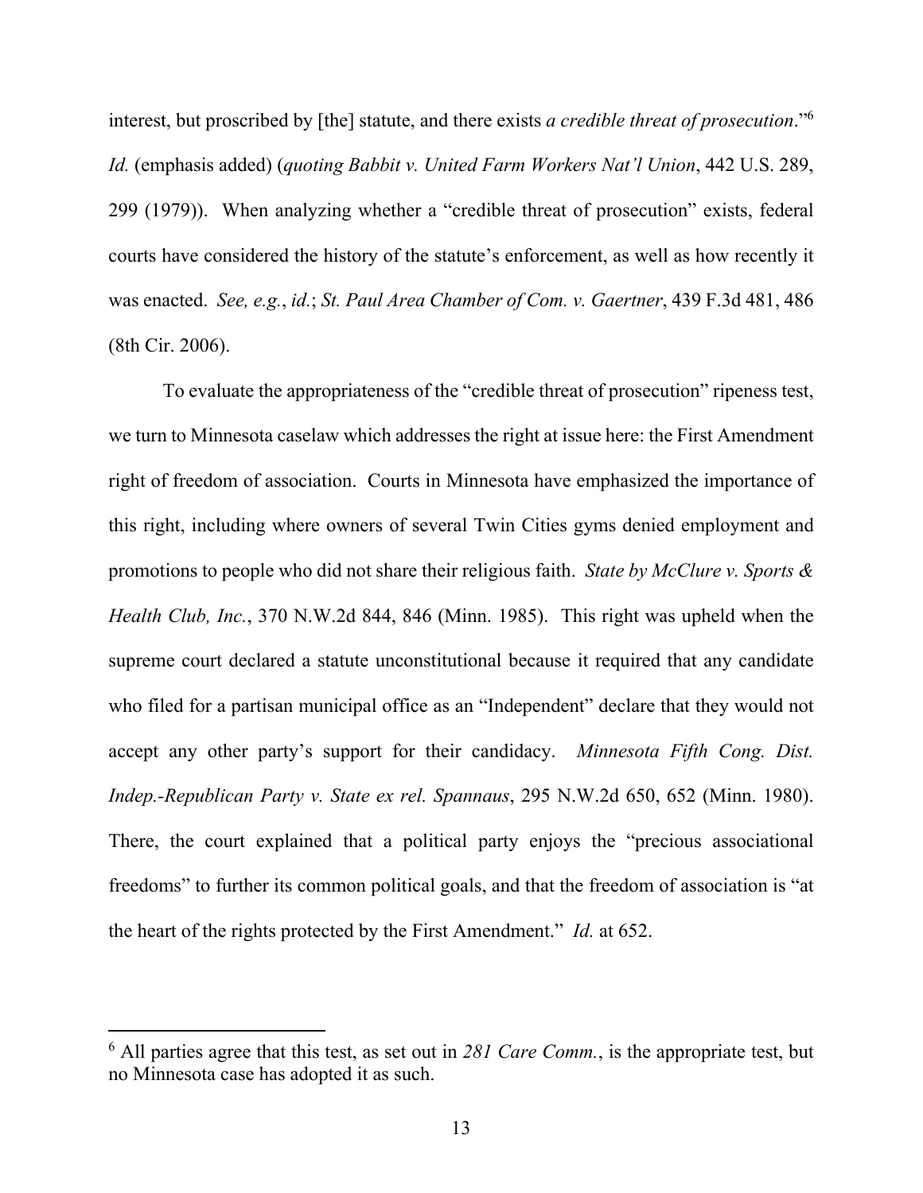interest, but proscribed by [the] statute, and there exists *a credible threat of prosecution*."[6] *Id.* (emphasis added) (*quoting Babbit v. United Farm Workers Nat'l Union*, 442 U.S. 289, 299 (1979)). When analyzing whether a "credible threat of prosecution" exists, federal courts have considered the history of the statute's enforcement, as well as how recently it was enacted. *See, e.g.*, *id.*; *St. Paul Area Chamber of Com. v. Gaertner*, 439 F.3d 481, 486 (8th Cir. 2006).

To evaluate the appropriateness of the "credible threat of prosecution" ripeness test, we turn to Minnesota caselaw which addresses the right at issue here: the First Amendment right of freedom of association. Courts in Minnesota have emphasized the importance of this right, including where owners of several Twin Cities gyms denied employment and promotions to people who did not share their religious faith. *State by McClure v. Sports & Health Club, Inc.*, 370 N.W.2d 844, 846 (Minn. 1985). This right was upheld when the supreme court declared a statute unconstitutional because it required that any candidate who filed for a partisan municipal office as an "Independent" declare that they would not accept any other party's support for their candidacy. *Minnesota Fifth Cong. Dist. Indep.-Republican Party v. State ex rel. Spannaus*, 295 N.W.2d 650, 652 (Minn. 1980). There, the court explained that a political party enjoys the "precious associational freedoms" to further its common political goals, and that the freedom of association is "at the heart of the rights protected by the First Amendment." *Id.* at 652.

---

[6] All parties agree that this test, as set out in *281 Care Comm.*, is the appropriate test, but no Minnesota case has adopted it as such.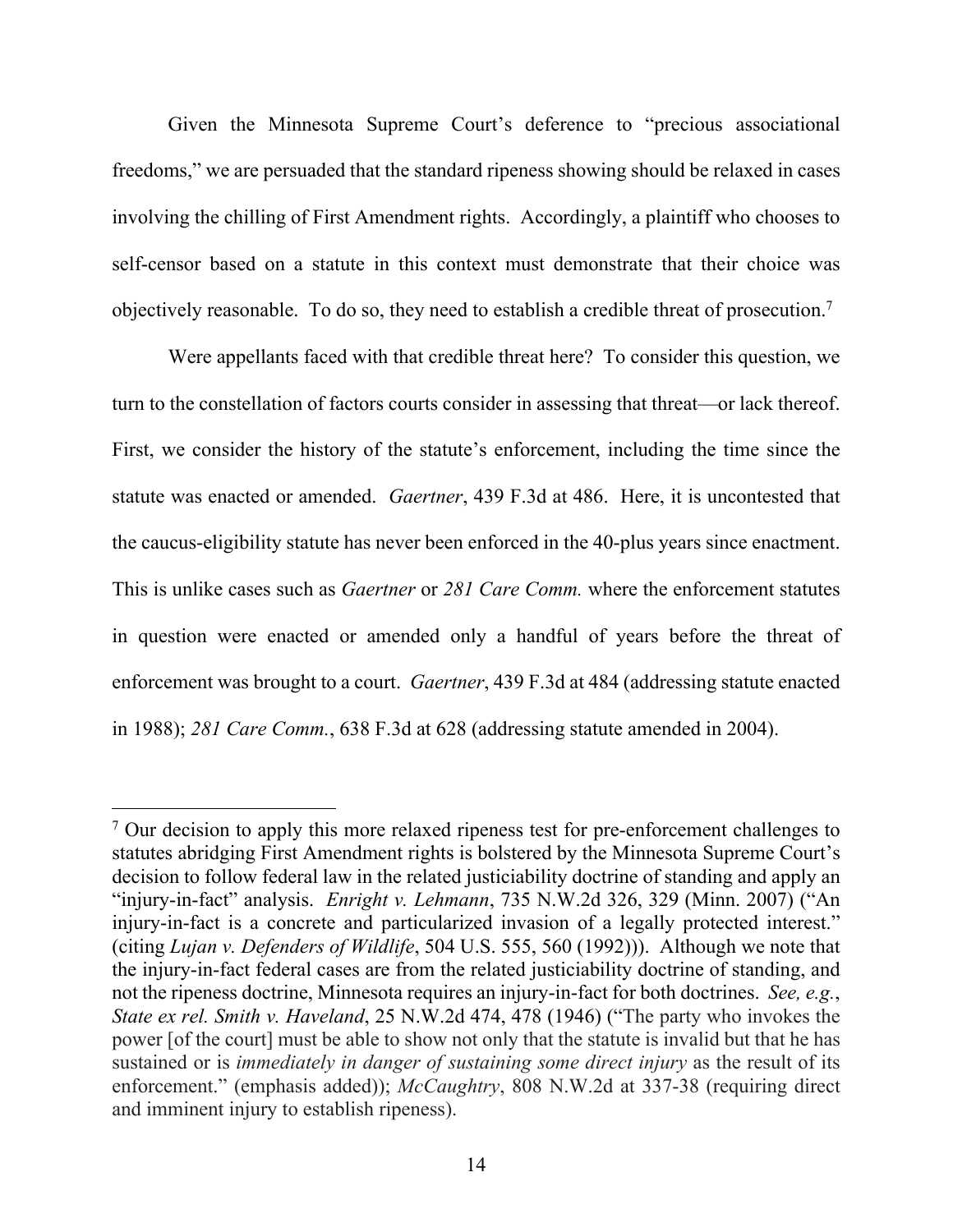Given the Minnesota Supreme Court's deference to "precious associational freedoms," we are persuaded that the standard ripeness showing should be relaxed in cases involving the chilling of First Amendment rights. Accordingly, a plaintiff who chooses to self-censor based on a statute in this context must demonstrate that their choice was objectively reasonable. To do so, they need to establish a credible threat of prosecution.[7]

Were appellants faced with that credible threat here? To consider this question, we turn to the constellation of factors courts consider in assessing that threat—or lack thereof. First, we consider the history of the statute's enforcement, including the time since the statute was enacted or amended. *Gaertner*, 439 F.3d at 486. Here, it is uncontested that the caucus-eligibility statute has never been enforced in the 40-plus years since enactment. This is unlike cases such as *Gaertner* or *281 Care Comm.* where the enforcement statutes in question were enacted or amended only a handful of years before the threat of enforcement was brought to a court. *Gaertner*, 439 F.3d at 484 (addressing statute enacted in 1988); *281 Care Comm.*, 638 F.3d at 628 (addressing statute amended in 2004).

---

[7] Our decision to apply this more relaxed ripeness test for pre-enforcement challenges to statutes abridging First Amendment rights is bolstered by the Minnesota Supreme Court's decision to follow federal law in the related justiciability doctrine of standing and apply an "injury-in-fact" analysis. *Enright v. Lehmann*, 735 N.W.2d 326, 329 (Minn. 2007) ("An injury-in-fact is a concrete and particularized invasion of a legally protected interest." (citing *Lujan v. Defenders of Wildlife*, 504 U.S. 555, 560 (1992))). Although we note that the injury-in-fact federal cases are from the related justiciability doctrine of standing, and not the ripeness doctrine, Minnesota requires an injury-in-fact for both doctrines. *See, e.g.*, *State ex rel. Smith v. Haveland*, 25 N.W.2d 474, 478 (1946) ("The party who invokes the power [of the court] must be able to show not only that the statute is invalid but that he has sustained or is *immediately in danger of sustaining some direct injury* as the result of its enforcement." (emphasis added)); *McCaughtry*, 808 N.W.2d at 337-38 (requiring direct and imminent injury to establish ripeness).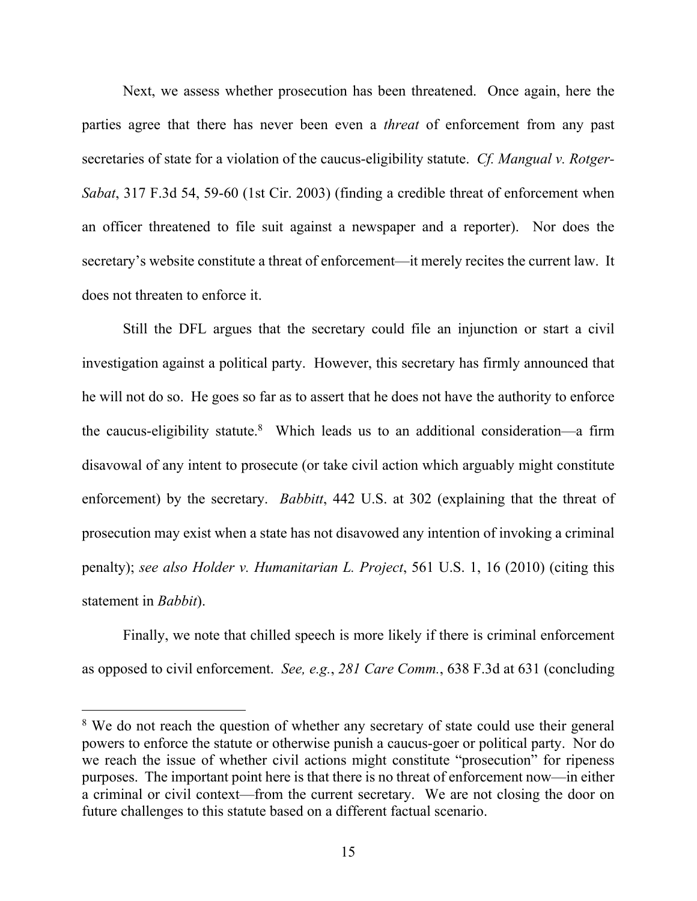Next, we assess whether prosecution has been threatened. Once again, here the parties agree that there has never been even a *threat* of enforcement from any past secretaries of state for a violation of the caucus-eligibility statute. *Cf. Mangual v. Rotger-Sabat*, 317 F.3d 54, 59-60 (1st Cir. 2003) (finding a credible threat of enforcement when an officer threatened to file suit against a newspaper and a reporter). Nor does the secretary's website constitute a threat of enforcement—it merely recites the current law. It does not threaten to enforce it.

Still the DFL argues that the secretary could file an injunction or start a civil investigation against a political party. However, this secretary has firmly announced that he will not do so. He goes so far as to assert that he does not have the authority to enforce the caucus-eligibility statute.[8] Which leads us to an additional consideration—a firm disavowal of any intent to prosecute (or take civil action which arguably might constitute enforcement) by the secretary. *Babbitt*, 442 U.S. at 302 (explaining that the threat of prosecution may exist when a state has not disavowed any intention of invoking a criminal penalty); *see also Holder v. Humanitarian L. Project*, 561 U.S. 1, 16 (2010) (citing this statement in *Babbit*).

Finally, we note that chilled speech is more likely if there is criminal enforcement as opposed to civil enforcement. *See, e.g.*, *281 Care Comm.*, 638 F.3d at 631 (concluding

---

[8] We do not reach the question of whether any secretary of state could use their general powers to enforce the statute or otherwise punish a caucus-goer or political party. Nor do we reach the issue of whether civil actions might constitute "prosecution" for ripeness purposes. The important point here is that there is no threat of enforcement now—in either a criminal or civil context—from the current secretary. We are not closing the door on future challenges to this statute based on a different factual scenario.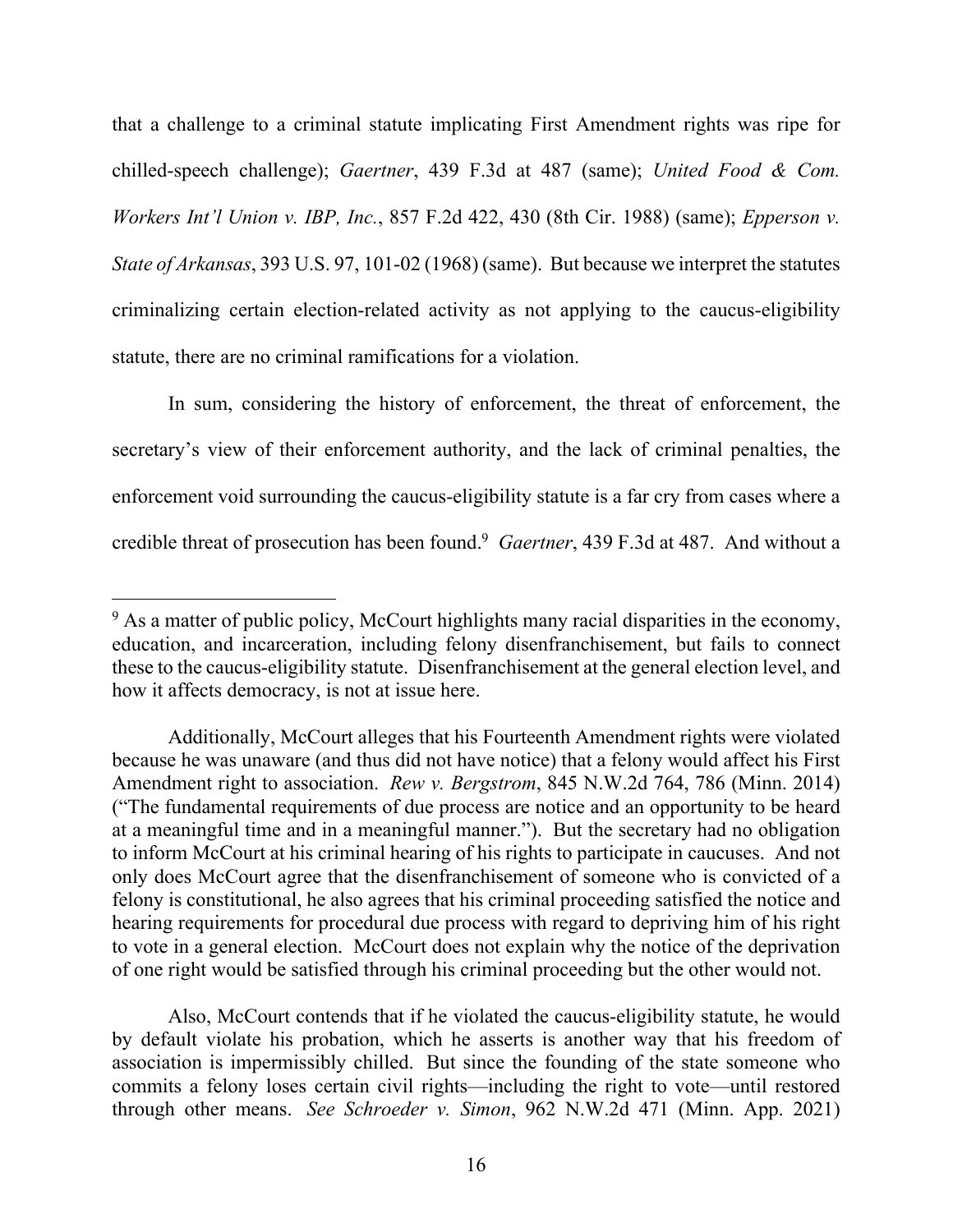that a challenge to a criminal statute implicating First Amendment rights was ripe for chilled-speech challenge); *Gaertner*, 439 F.3d at 487 (same); *United Food & Com. Workers Int'l Union v. IBP, Inc.*, 857 F.2d 422, 430 (8th Cir. 1988) (same); *Epperson v. State of Arkansas*, 393 U.S. 97, 101-02 (1968) (same). But because we interpret the statutes criminalizing certain election-related activity as not applying to the caucus-eligibility statute, there are no criminal ramifications for a violation.

In sum, considering the history of enforcement, the threat of enforcement, the secretary's view of their enforcement authority, and the lack of criminal penalties, the enforcement void surrounding the caucus-eligibility statute is a far cry from cases where a credible threat of prosecution has been found.[9] *Gaertner*, 439 F.3d at 487. And without a

---

[9] As a matter of public policy, McCourt highlights many racial disparities in the economy, education, and incarceration, including felony disenfranchisement, but fails to connect these to the caucus-eligibility statute. Disenfranchisement at the general election level, and how it affects democracy, is not at issue here.

Additionally, McCourt alleges that his Fourteenth Amendment rights were violated because he was unaware (and thus did not have notice) that a felony would affect his First Amendment right to association. *Rew v. Bergstrom*, 845 N.W.2d 764, 786 (Minn. 2014) ("The fundamental requirements of due process are notice and an opportunity to be heard at a meaningful time and in a meaningful manner."). But the secretary had no obligation to inform McCourt at his criminal hearing of his rights to participate in caucuses. And not only does McCourt agree that the disenfranchisement of someone who is convicted of a felony is constitutional, he also agrees that his criminal proceeding satisfied the notice and hearing requirements for procedural due process with regard to depriving him of his right to vote in a general election. McCourt does not explain why the notice of the deprivation of one right would be satisfied through his criminal proceeding but the other would not.

Also, McCourt contends that if he violated the caucus-eligibility statute, he would by default violate his probation, which he asserts is another way that his freedom of association is impermissibly chilled. But since the founding of the state someone who commits a felony loses certain civil rights—including the right to vote—until restored through other means. *See Schroeder v. Simon*, 962 N.W.2d 471 (Minn. App. 2021)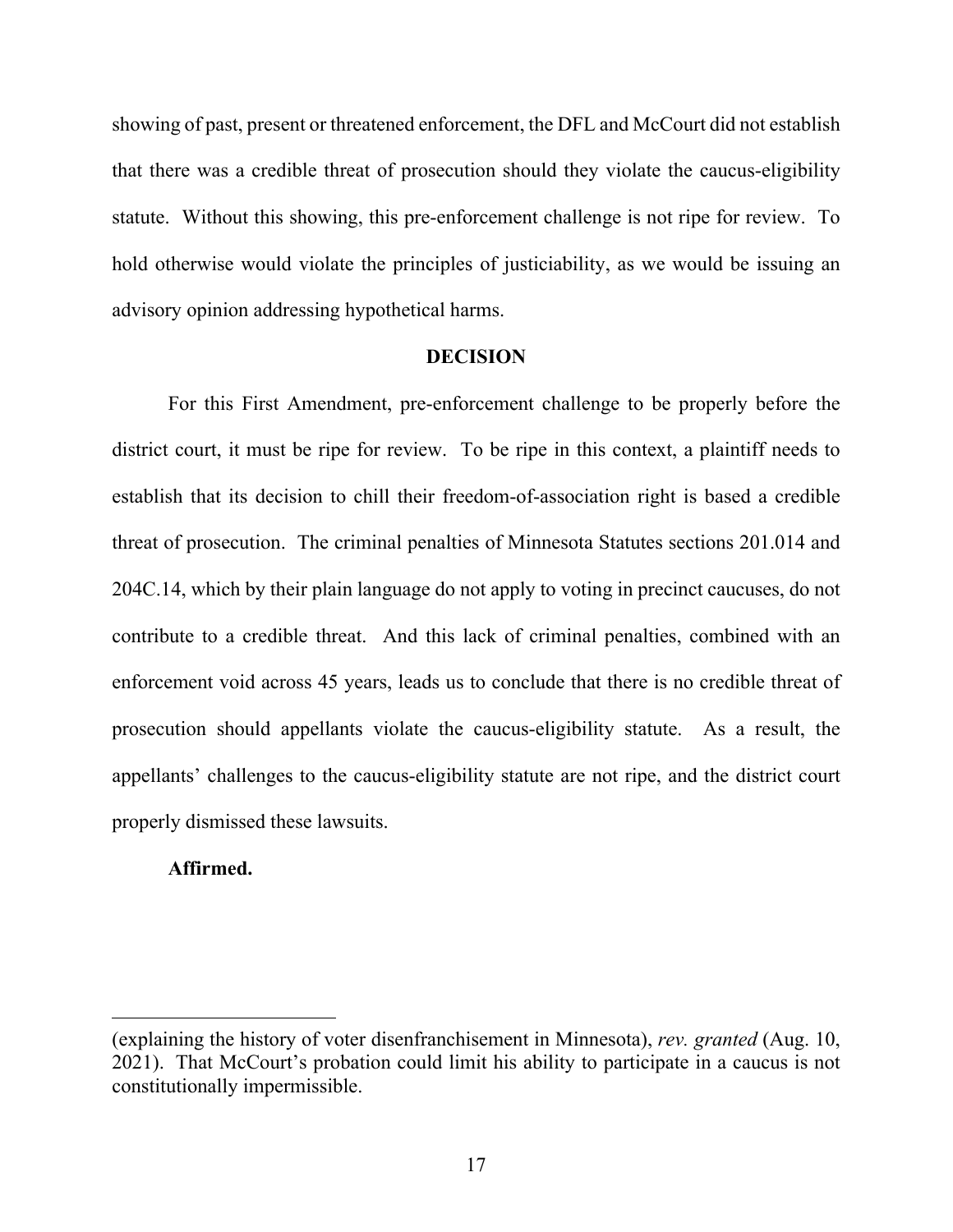showing of past, present or threatened enforcement, the DFL and McCourt did not establish that there was a credible threat of prosecution should they violate the caucus-eligibility statute. Without this showing, this pre-enforcement challenge is not ripe for review. To hold otherwise would violate the principles of justiciability, as we would be issuing an advisory opinion addressing hypothetical harms.

## DECISION

For this First Amendment, pre-enforcement challenge to be properly before the district court, it must be ripe for review. To be ripe in this context, a plaintiff needs to establish that its decision to chill their freedom-of-association right is based a credible threat of prosecution. The criminal penalties of Minnesota Statutes sections 201.014 and 204C.14, which by their plain language do not apply to voting in precinct caucuses, do not contribute to a credible threat. And this lack of criminal penalties, combined with an enforcement void across 45 years, leads us to conclude that there is no credible threat of prosecution should appellants violate the caucus-eligibility statute. As a result, the appellants' challenges to the caucus-eligibility statute are not ripe, and the district court properly dismissed these lawsuits.

**Affirmed.**

---

(explaining the history of voter disenfranchisement in Minnesota), *rev. granted* (Aug. 10, 2021). That McCourt's probation could limit his ability to participate in a caucus is not constitutionally impermissible.